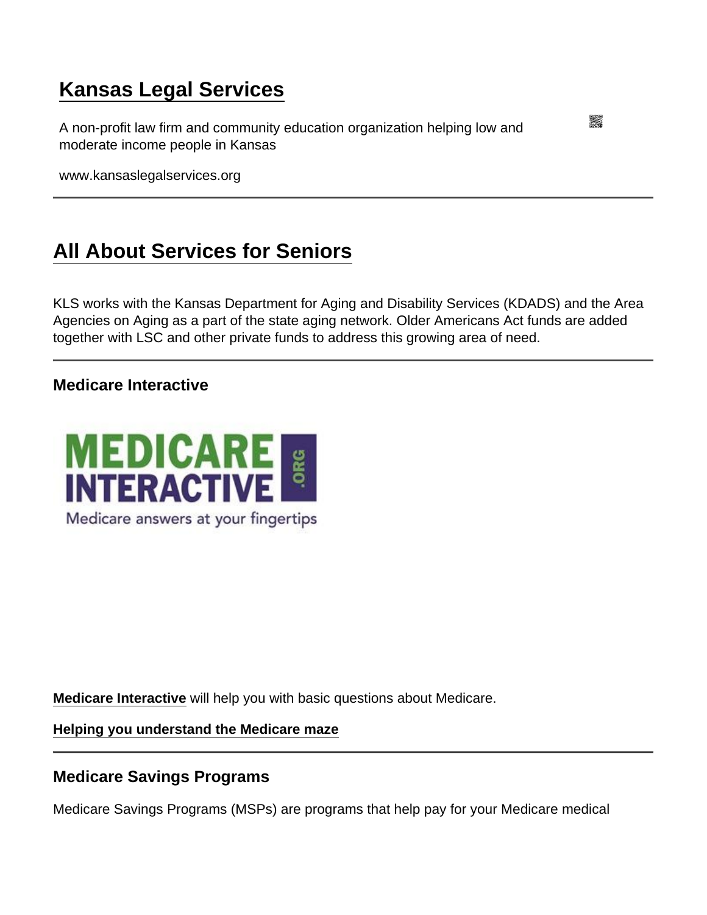# Kansas Legal Services

A non-profit law firm and community education organization helping low and moderate income people in Kansas

www.kansaslegalservices.org

## All About Services for Seniors

KLS works with the Kansas Department for Aging and Disability Services (KDADS) and the Area Agencies on Aging as a part of the state aging network. Older Americans Act funds are added together with LSC and other private funds to address this growing area of need.

### Medicare Interactive

**Medicare Interactive** will help you with basic questions about Medicare.

**Helping you understand the Medicare maze**

### Medicare Savings Programs

Medicare Savings Programs (MSPs) are programs that help pay for your Medicare medical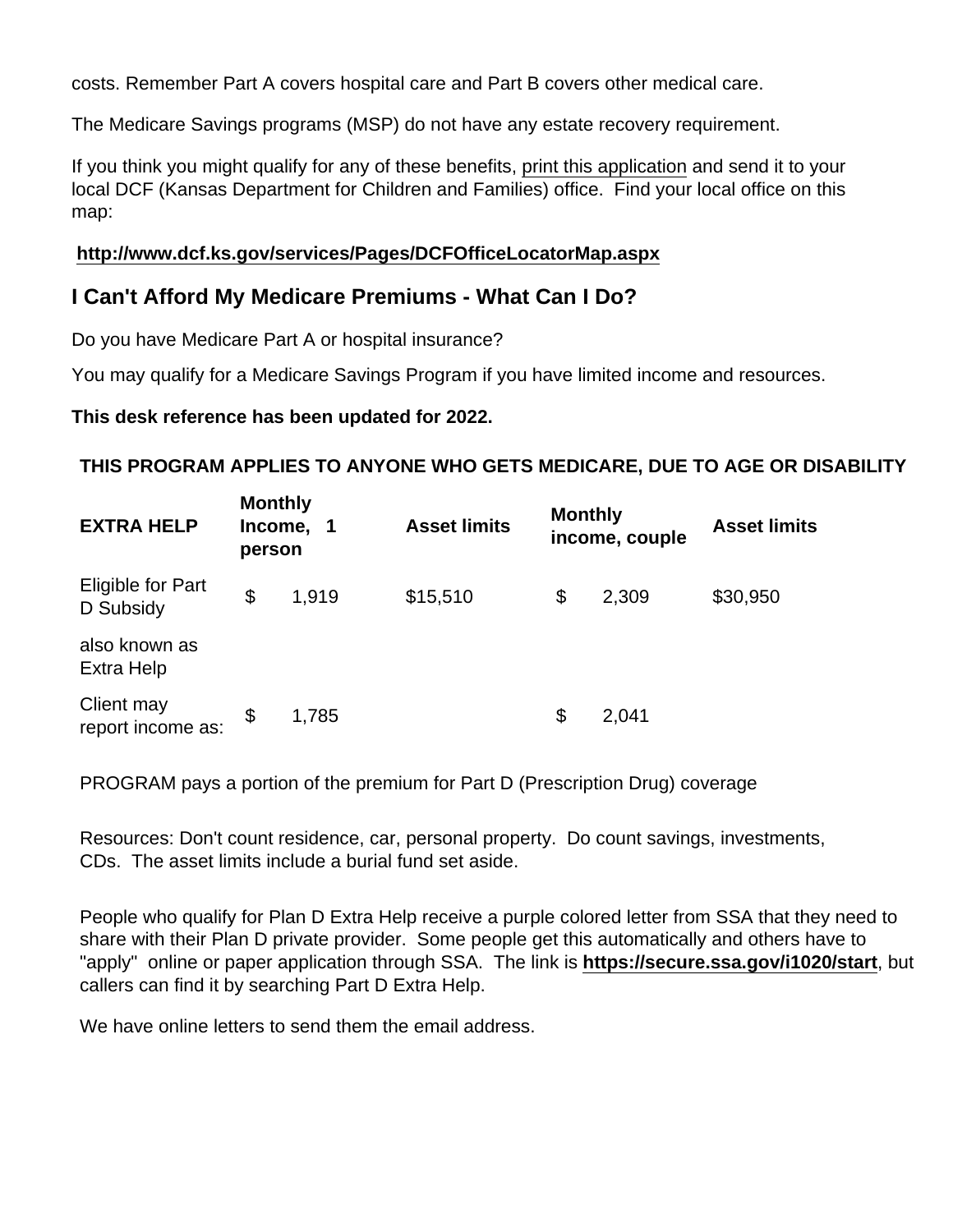costs. Remember Part A covers hospital care and Part B covers other medical care.

The Medicare Savings programs (MSP) do not have any estate recovery requirement.

If you think you might qualify for any of these benefits, print this application and send it to your local DCF (Kansas Department for Children and Families) office. Find your local office on this map:

**http://www.dcf.ks.gov/services/Pages/DCFOfficeLocatorMap.aspx**

## I Can't Afford My Medicare Premiums - What Can I Do?

Do you have Medicare Part A or hospital insurance?

You may qualify for a Medicare Savings Program if you have limited income and resources.

**This desk reference has been updated for 2022.**

**THIS PROGRAM APPLIES TO ANYONE WHO GETS MEDICARE, DUE TO AGE OR DISABILITY**

| EXTRA HELP | Monthly Income, 1 person | Asset limits | Monthly income, couple | Asset limits |
|---|---|---|---|---|
| Eligible for Part D Subsidy | $ 1,919 | $15,510 | $ 2,309 | $30,950 |
| also known as Extra Help | | | | |
| Client may report income as: | $ 1,785 | | $ 2,041 | |

PROGRAM pays a portion of the premium for Part D (Prescription Drug) coverage

Resources: Don't count residence, car, personal property. Do count savings, investments, CDs. The asset limits include a burial fund set aside.

People who qualify for Plan D Extra Help receive a purple colored letter from SSA that they need to share with their Plan D private provider. Some people get this automatically and others have to "apply" online or paper application through SSA. The link is **https://secure.ssa.gov/i1020/start**, but callers can find it by searching Part D Extra Help.

We have online letters to send them the email address.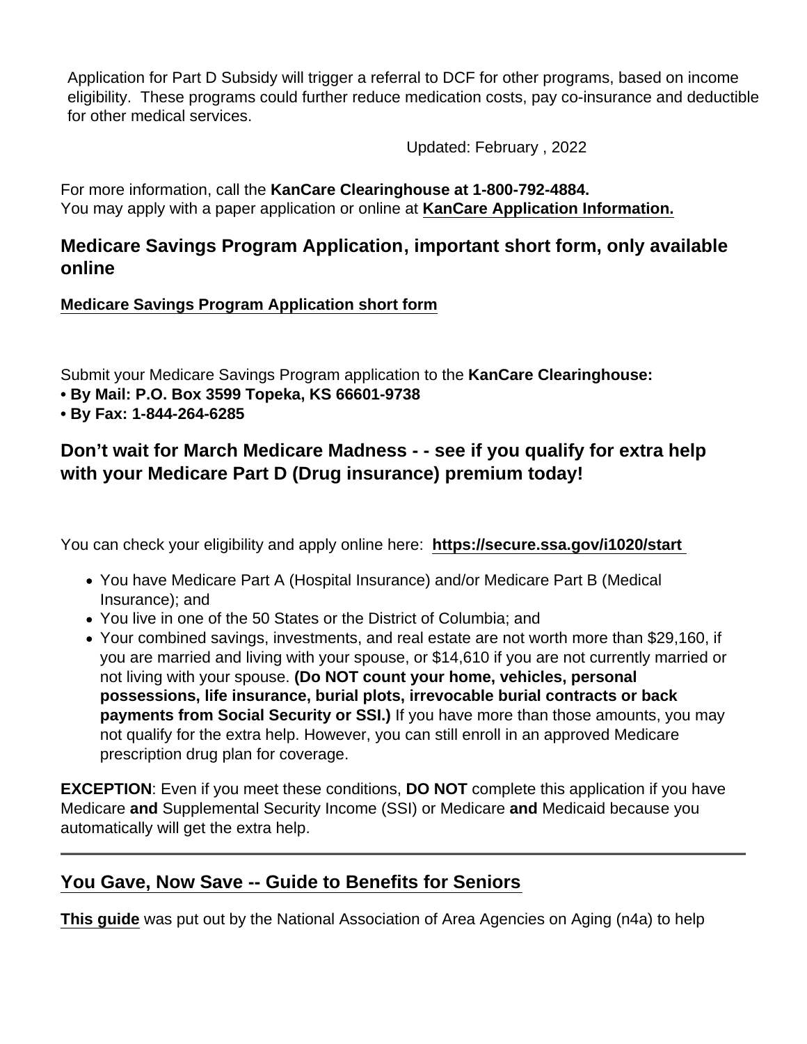Application for Part D Subsidy will trigger a referral to DCF for other programs, based on income eligibility. These programs could further reduce medication costs, pay co-insurance and deductible for other medical services.

Updated: February , 2022

For more information, call the **KanCare Clearinghouse at 1-800-792-4884.**
You may apply with a paper application or online at **KanCare Application Information.**

## Medicare Savings Program Application, important short form, only available online

**Medicare Savings Program Application short form**

Submit your Medicare Savings Program application to the **KanCare Clearinghouse:**
**• By Mail: P.O. Box 3599 Topeka, KS 66601-9738**
**• By Fax: 1-844-264-6285**

## Don't wait for March Medicare Madness - - see if you qualify for extra help with your Medicare Part D (Drug insurance) premium today!

You can check your eligibility and apply online here: **https://secure.ssa.gov/i1020/start**

- You have Medicare Part A (Hospital Insurance) and/or Medicare Part B (Medical Insurance); and
- You live in one of the 50 States or the District of Columbia; and
- Your combined savings, investments, and real estate are not worth more than $29,160, if you are married and living with your spouse, or $14,610 if you are not currently married or not living with your spouse. **(Do NOT count your home, vehicles, personal possessions, life insurance, burial plots, irrevocable burial contracts or back payments from Social Security or SSI.)** If you have more than those amounts, you may not qualify for the extra help. However, you can still enroll in an approved Medicare prescription drug plan for coverage.

**EXCEPTION**: Even if you meet these conditions, **DO NOT** complete this application if you have Medicare **and** Supplemental Security Income (SSI) or Medicare **and** Medicaid because you automatically will get the extra help.

---

## You Gave, Now Save -- Guide to Benefits for Seniors

**This guide** was put out by the National Association of Area Agencies on Aging (n4a) to help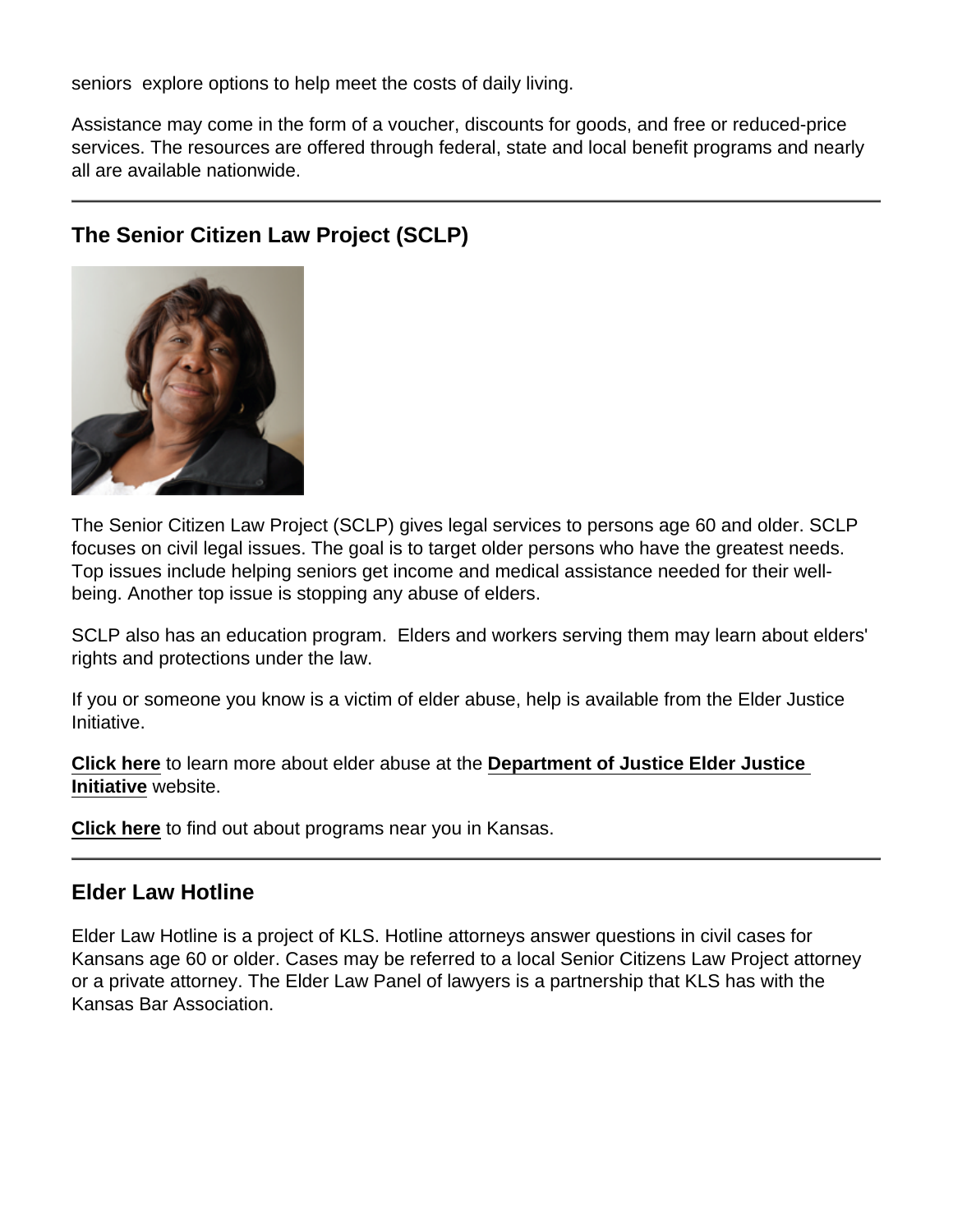seniors  explore options to help meet the costs of daily living.

Assistance may come in the form of a voucher, discounts for goods, and free or reduced-price services. The resources are offered through federal, state and local benefit programs and nearly all are available nationwide.

---

## The Senior Citizen Law Project (SCLP)

The Senior Citizen Law Project (SCLP) gives legal services to persons age 60 and older. SCLP focuses on civil legal issues. The goal is to target older persons who have the greatest needs. Top issues include helping seniors get income and medical assistance needed for their well-being. Another top issue is stopping any abuse of elders.

SCLP also has an education program.  Elders and workers serving them may learn about elders' rights and protections under the law.

If you or someone you know is a victim of elder abuse, help is available from the Elder Justice Initiative.

**Click here** to learn more about elder abuse at the **Department of Justice Elder Justice Initiative** website.

**Click here** to find out about programs near you in Kansas.

---

## Elder Law Hotline

Elder Law Hotline is a project of KLS. Hotline attorneys answer questions in civil cases for Kansans age 60 or older. Cases may be referred to a local Senior Citizens Law Project attorney or a private attorney. The Elder Law Panel of lawyers is a partnership that KLS has with the Kansas Bar Association.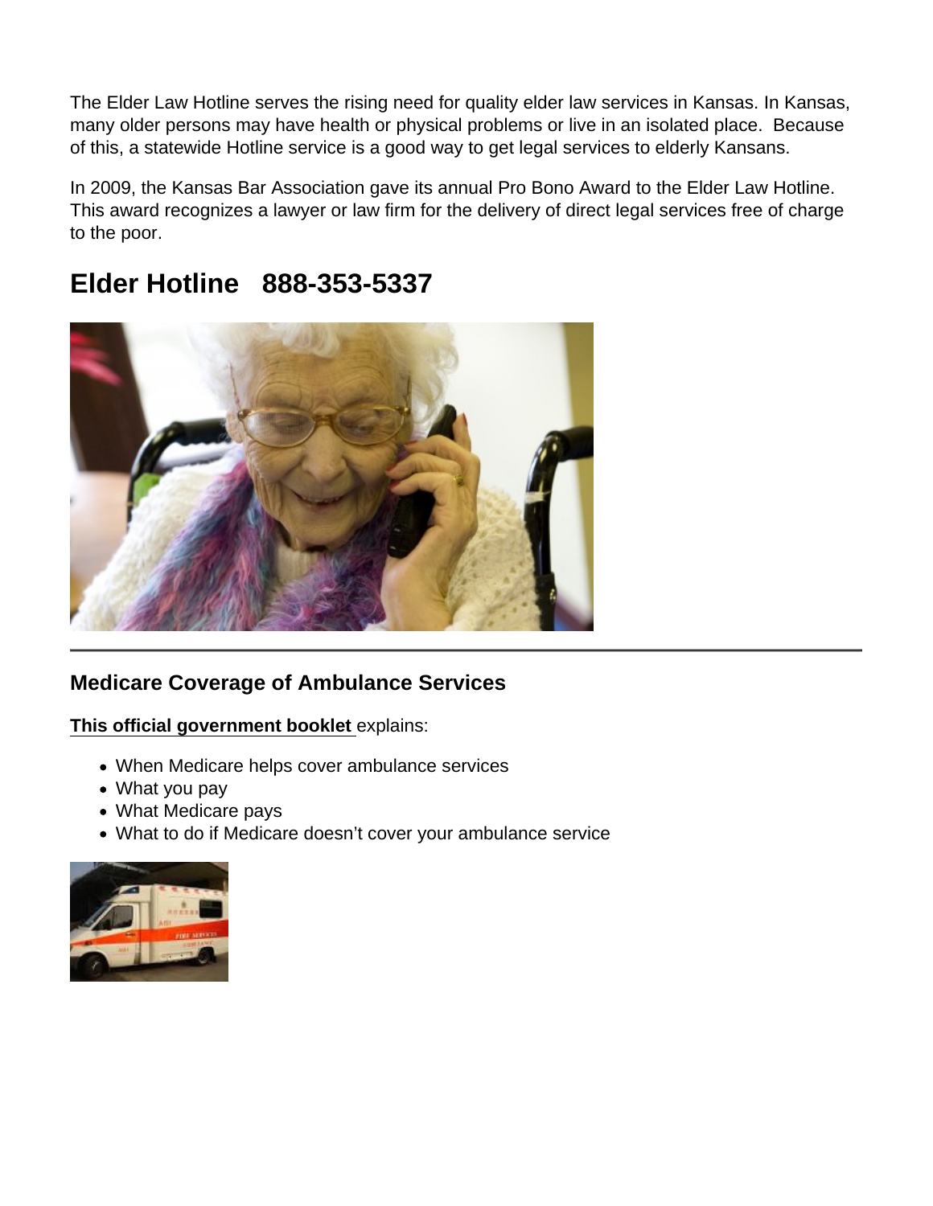The Elder Law Hotline serves the rising need for quality elder law services in Kansas. In Kansas, many older persons may have health or physical problems or live in an isolated place. Because of this, a statewide Hotline service is a good way to get legal services to elderly Kansans.

In 2009, the Kansas Bar Association gave its annual Pro Bono Award to the Elder Law Hotline. This award recognizes a lawyer or law firm for the delivery of direct legal services free of charge to the poor.

## Elder Hotline 888-353-5337

---

### Medicare Coverage of Ambulance Services

**This official government booklet** explains:

- When Medicare helps cover ambulance services
- What you pay
- What Medicare pays
- What to do if Medicare doesn't cover your ambulance service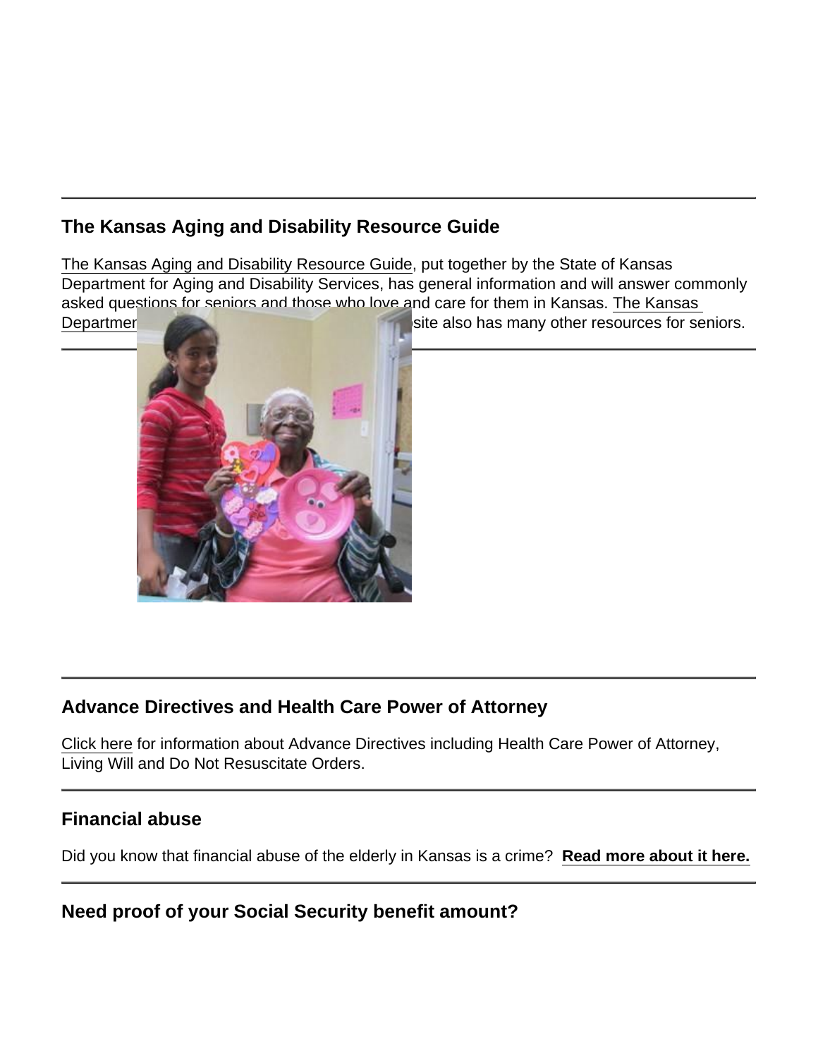## The Kansas Aging and Disability Resource Guide

The Kansas Aging and Disability Resource Guide, put together by the State of Kansas Department for Aging and Disability Services, has general information and will answer commonly asked questions for seniors and those who love and care for them in Kansas. The Kansas Departmen[...] [...]site also has many other resources for seniors.

## Advance Directives and Health Care Power of Attorney

Click here for information about Advance Directives including Health Care Power of Attorney, Living Will and Do Not Resuscitate Orders.

## Financial abuse

Did you know that financial abuse of the elderly in Kansas is a crime? **Read more about it here.**

## Need proof of your Social Security benefit amount?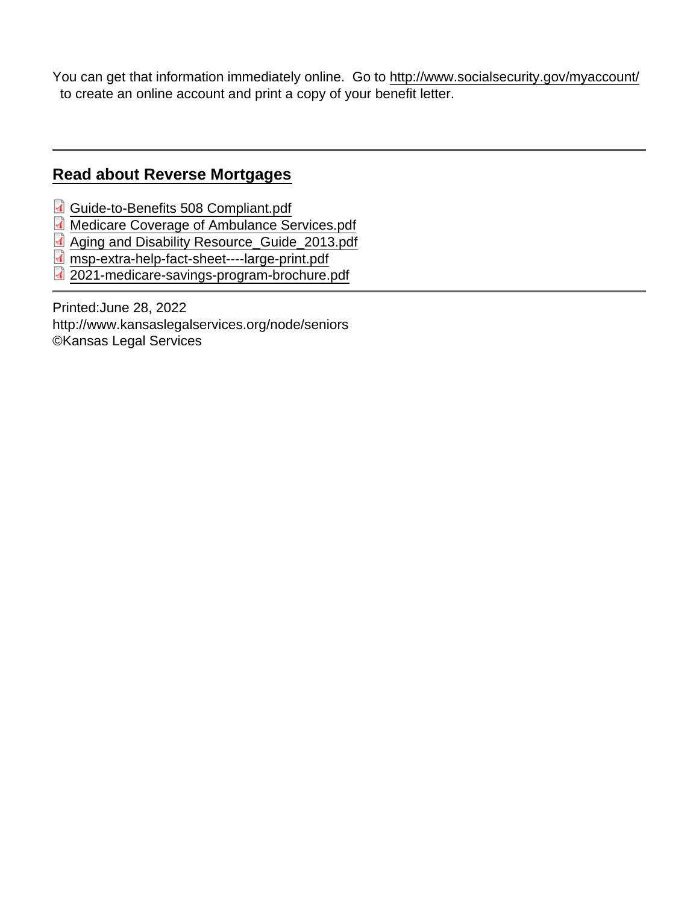You can get that information immediately online. Go to http://www.socialsecurity.gov/myaccount/ to create an online account and print a copy of your benefit letter.

---

## Read about Reverse Mortgages

- Guide-to-Benefits 508 Compliant.pdf
- Medicare Coverage of Ambulance Services.pdf
- Aging and Disability Resource_Guide_2013.pdf
- msp-extra-help-fact-sheet----large-print.pdf
- 2021-medicare-savings-program-brochure.pdf

---

Printed:June 28, 2022
http://www.kansaslegalservices.org/node/seniors
©Kansas Legal Services